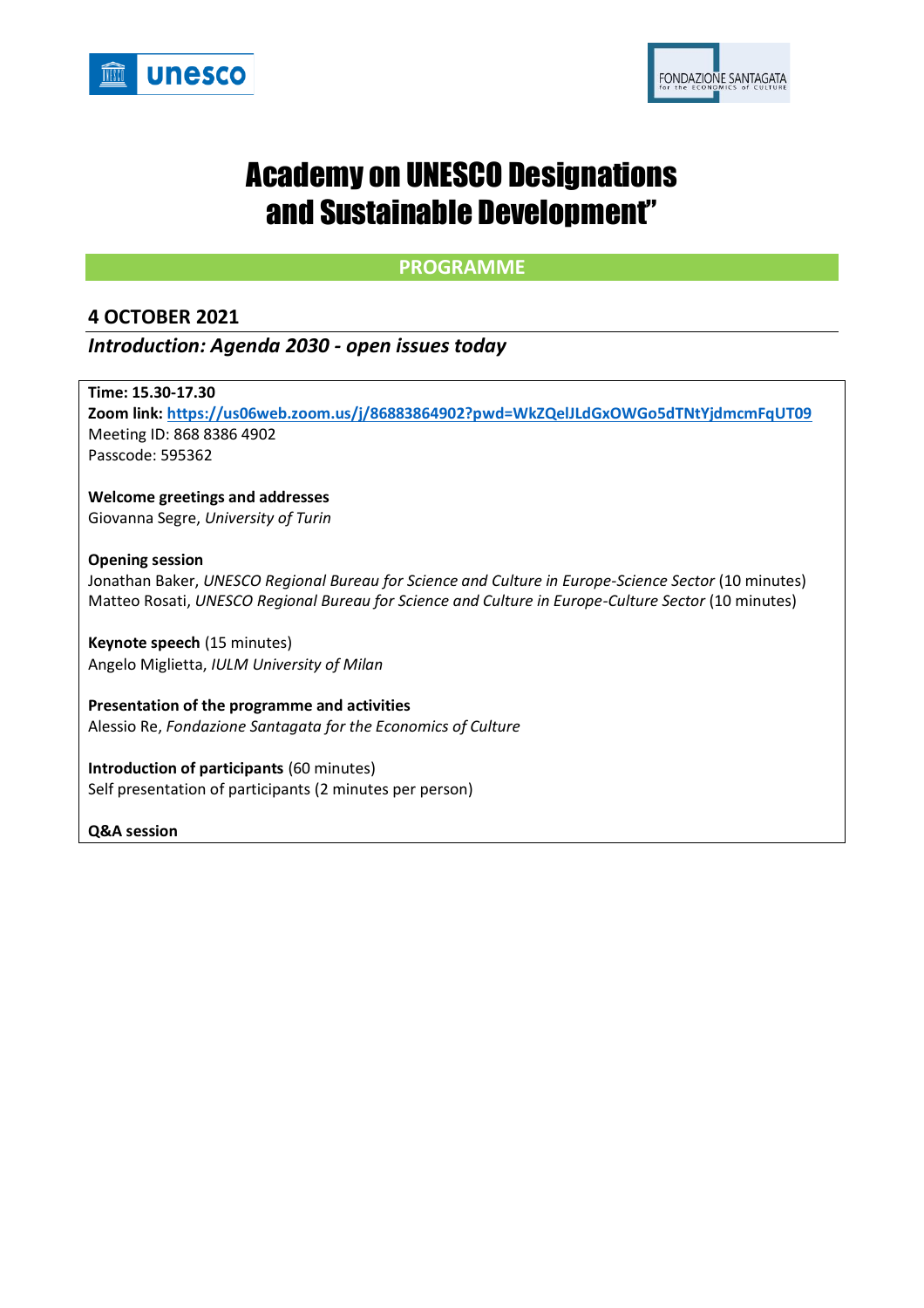# Academy on UNESCO Designations and Sustainable Development"

## PROGRAMME

### 4 OCTOBER 2021

***Introduction: Agenda 2030 - open issues today***

**Time: 15.30-17.30**
**Zoom link:** https://us06web.zoom.us/j/86883864902?pwd=WkZQelJLdGxOWGo5dTNtYjdmcmFqUT09
Meeting ID: 868 8386 4902
Passcode: 595362

**Welcome greetings and addresses**
Giovanna Segre, *University of Turin*

**Opening session**
Jonathan Baker, *UNESCO Regional Bureau for Science and Culture in Europe-Science Sector* (10 minutes)
Matteo Rosati, *UNESCO Regional Bureau for Science and Culture in Europe-Culture Sector* (10 minutes)

**Keynote speech** (15 minutes)
Angelo Miglietta, *IULM University of Milan*

**Presentation of the programme and activities**
Alessio Re, *Fondazione Santagata for the Economics of Culture*

**Introduction of participants** (60 minutes)
Self presentation of participants (2 minutes per person)

**Q&A session**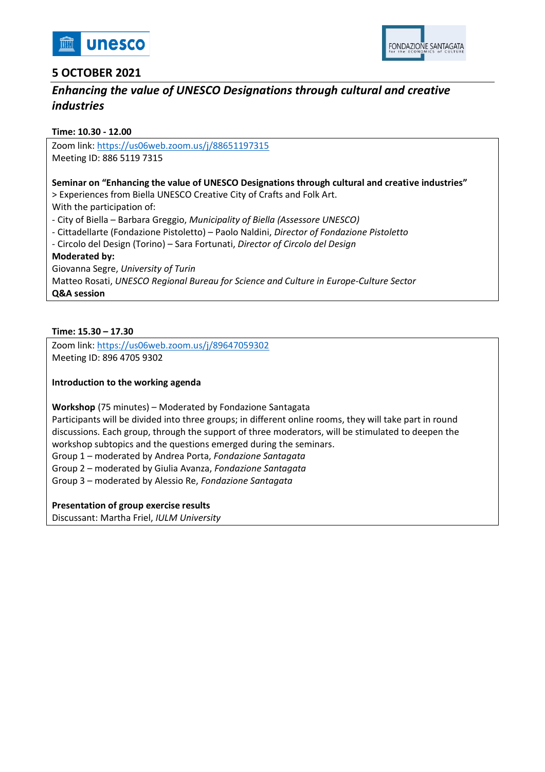## 5 OCTOBER 2021

### *Enhancing the value of UNESCO Designations through cultural and creative industries*

**Time: 10.30 - 12.00**

Zoom link: https://us06web.zoom.us/j/88651197315
Meeting ID: 886 5119 7315

**Seminar on "Enhancing the value of UNESCO Designations through cultural and creative industries"**
> Experiences from Biella UNESCO Creative City of Crafts and Folk Art.
With the participation of:
- City of Biella – Barbara Greggio, *Municipality of Biella (Assessore UNESCO)*
- Cittadellarte (Fondazione Pistoletto) – Paolo Naldini, *Director of Fondazione Pistoletto*
- Circolo del Design (Torino) – Sara Fortunati, *Director of Circolo del Design*

**Moderated by:**
Giovanna Segre, *University of Turin*
Matteo Rosati, *UNESCO Regional Bureau for Science and Culture in Europe-Culture Sector*

**Q&A session**

**Time: 15.30 – 17.30**

Zoom link: https://us06web.zoom.us/j/89647059302
Meeting ID: 896 4705 9302

**Introduction to the working agenda**

**Workshop** (75 minutes) – Moderated by Fondazione Santagata
Participants will be divided into three groups; in different online rooms, they will take part in round discussions. Each group, through the support of three moderators, will be stimulated to deepen the workshop subtopics and the questions emerged during the seminars.
Group 1 – moderated by Andrea Porta, *Fondazione Santagata*
Group 2 – moderated by Giulia Avanza, *Fondazione Santagata*
Group 3 – moderated by Alessio Re, *Fondazione Santagata*

**Presentation of group exercise results**
Discussant: Martha Friel, *IULM University*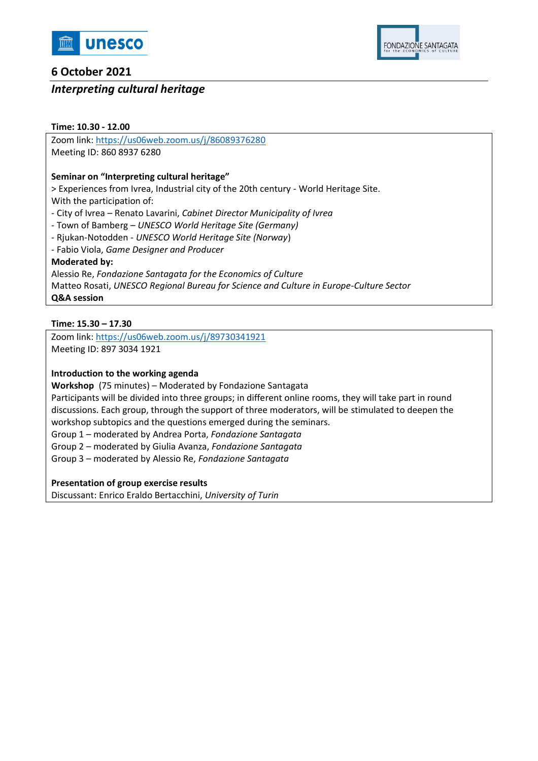## 6 October 2021

### *Interpreting cultural heritage*

**Time: 10.30 - 12.00**

Zoom link: [https://us06web.zoom.us/j/86089376280](https://us06web.zoom.us/j/86089376280)
Meeting ID: 860 8937 6280

**Seminar on "Interpreting cultural heritage"**
> Experiences from Ivrea, Industrial city of the 20th century - World Heritage Site.
With the participation of:
- City of Ivrea – Renato Lavarini, *Cabinet Director Municipality of Ivrea*
- Town of Bamberg – *UNESCO World Heritage Site (Germany)*
- Rjukan-Notodden - *UNESCO World Heritage Site (Norway*)
- Fabio Viola, *Game Designer and Producer*

**Moderated by:**
Alessio Re, *Fondazione Santagata for the Economics of Culture*
Matteo Rosati, *UNESCO Regional Bureau for Science and Culture in Europe-Culture Sector*
**Q&A session**

**Time: 15.30 – 17.30**

Zoom link: [https://us06web.zoom.us/j/89730341921](https://us06web.zoom.us/j/89730341921)
Meeting ID: 897 3034 1921

**Introduction to the working agenda**
**Workshop** (75 minutes) – Moderated by Fondazione Santagata
Participants will be divided into three groups; in different online rooms, they will take part in round discussions. Each group, through the support of three moderators, will be stimulated to deepen the workshop subtopics and the questions emerged during the seminars.
Group 1 – moderated by Andrea Porta, *Fondazione Santagata*
Group 2 – moderated by Giulia Avanza, *Fondazione Santagata*
Group 3 – moderated by Alessio Re, *Fondazione Santagata*

**Presentation of group exercise results**
Discussant: Enrico Eraldo Bertacchini, *University of Turin*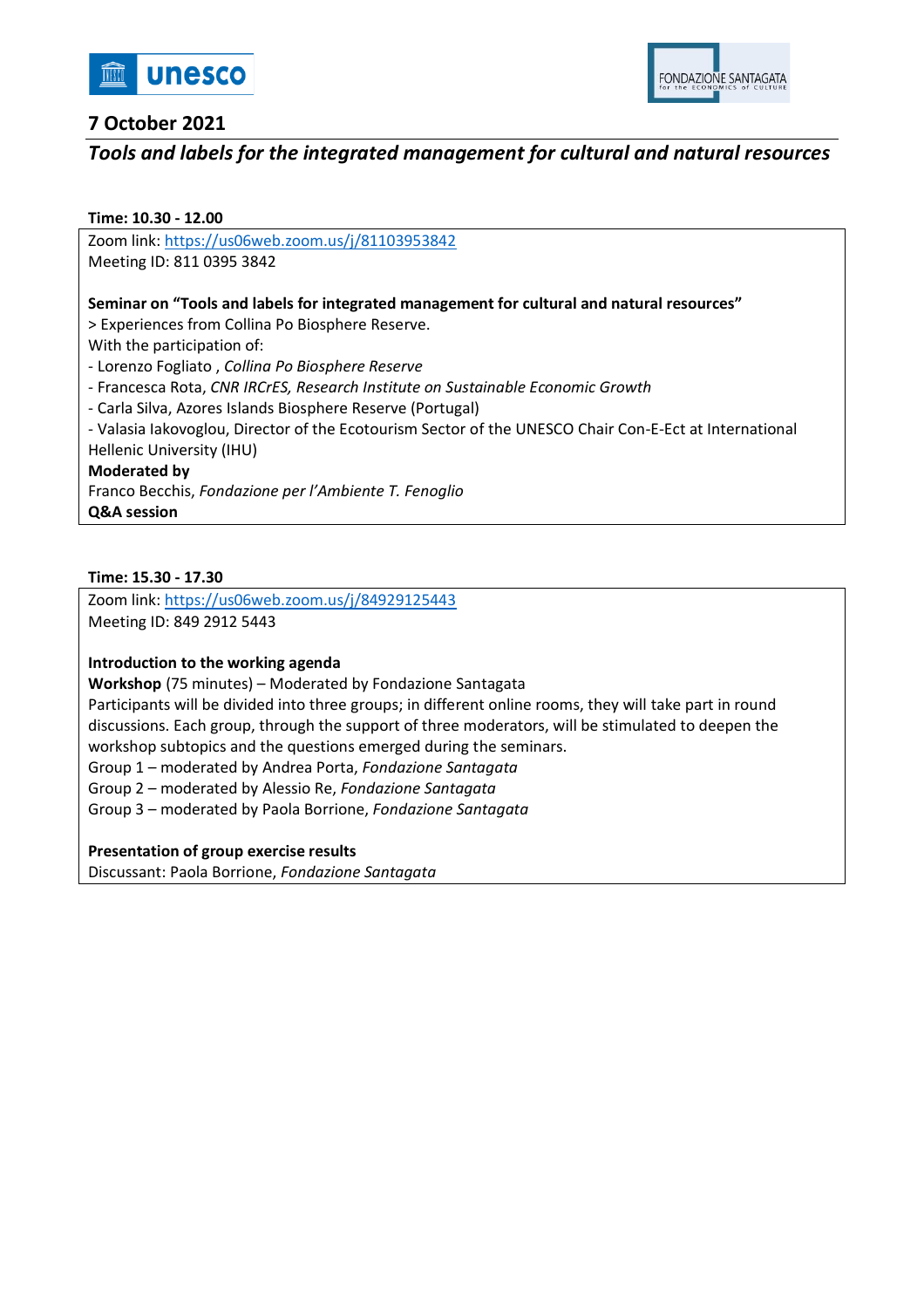## 7 October 2021

### *Tools and labels for the integrated management for cultural and natural resources*

**Time: 10.30 - 12.00**

Zoom link: https://us06web.zoom.us/j/81103953842
Meeting ID: 811 0395 3842

**Seminar on "Tools and labels for integrated management for cultural and natural resources"**
> Experiences from Collina Po Biosphere Reserve.
With the participation of:
- Lorenzo Fogliato , *Collina Po Biosphere Reserve*
- Francesca Rota, *CNR IRCrES, Research Institute on Sustainable Economic Growth*
- Carla Silva, Azores Islands Biosphere Reserve (Portugal)
- Valasia Iakovoglou, Director of the Ecotourism Sector of the UNESCO Chair Con-E-Ect at International Hellenic University (IHU)

**Moderated by**
Franco Becchis, *Fondazione per l'Ambiente T. Fenoglio*
**Q&A session**

**Time: 15.30 - 17.30**

Zoom link: https://us06web.zoom.us/j/84929125443
Meeting ID: 849 2912 5443

**Introduction to the working agenda**
**Workshop** (75 minutes) – Moderated by Fondazione Santagata
Participants will be divided into three groups; in different online rooms, they will take part in round discussions. Each group, through the support of three moderators, will be stimulated to deepen the workshop subtopics and the questions emerged during the seminars.
Group 1 – moderated by Andrea Porta, *Fondazione Santagata*
Group 2 – moderated by Alessio Re, *Fondazione Santagata*
Group 3 – moderated by Paola Borrione, *Fondazione Santagata*

**Presentation of group exercise results**
Discussant: Paola Borrione, *Fondazione Santagata*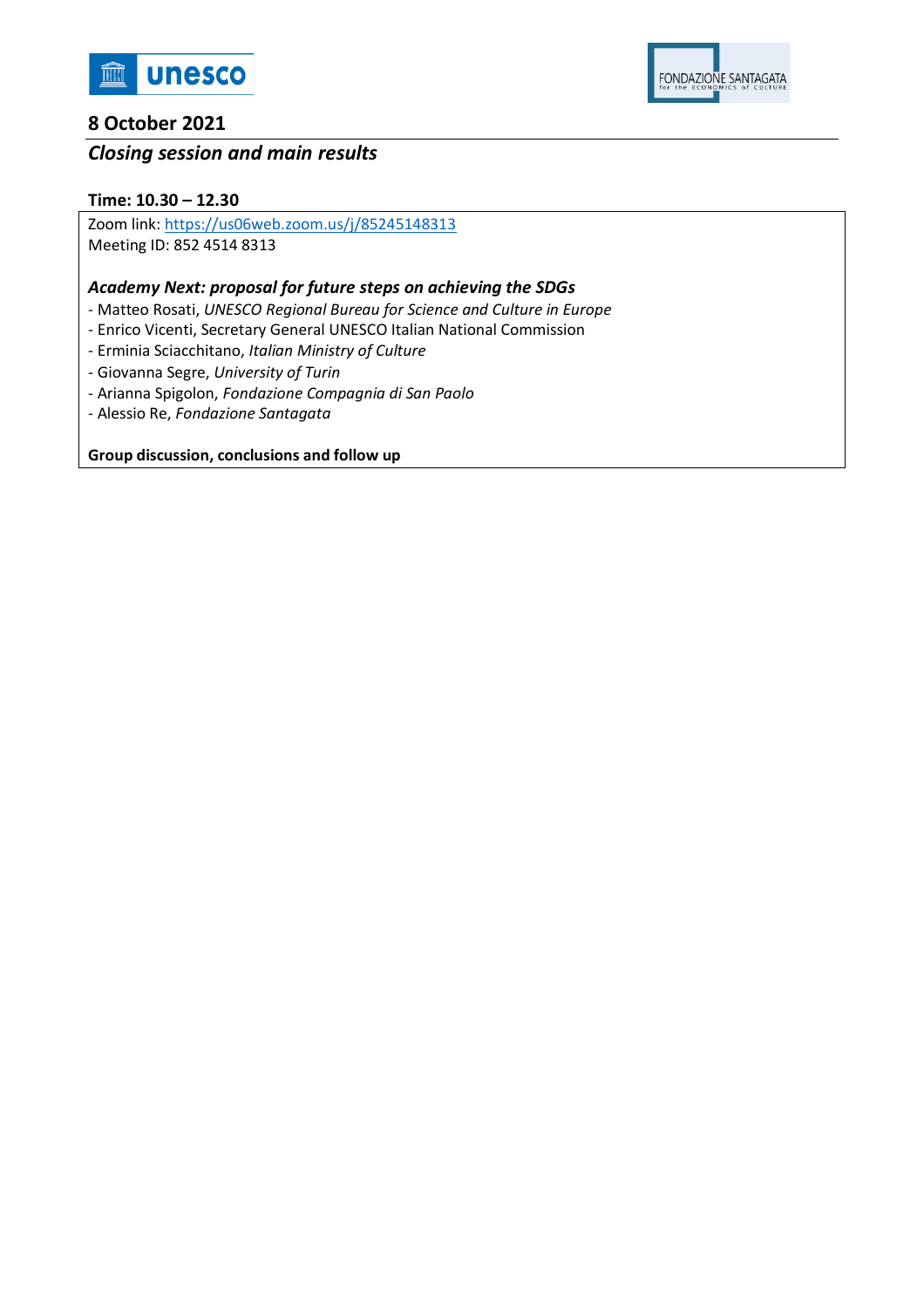## 8 October 2021

### *Closing session and main results*

**Time: 10.30 – 12.30**

Zoom link: https://us06web.zoom.us/j/85245148313
Meeting ID: 852 4514 8313

***Academy Next: proposal for future steps on achieving the SDGs***

- Matteo Rosati, *UNESCO Regional Bureau for Science and Culture in Europe*
- Enrico Vicenti, Secretary General UNESCO Italian National Commission
- Erminia Sciacchitano, *Italian Ministry of Culture*
- Giovanna Segre, *University of Turin*
- Arianna Spigolon, *Fondazione Compagnia di San Paolo*
- Alessio Re, *Fondazione Santagata*

**Group discussion, conclusions and follow up**